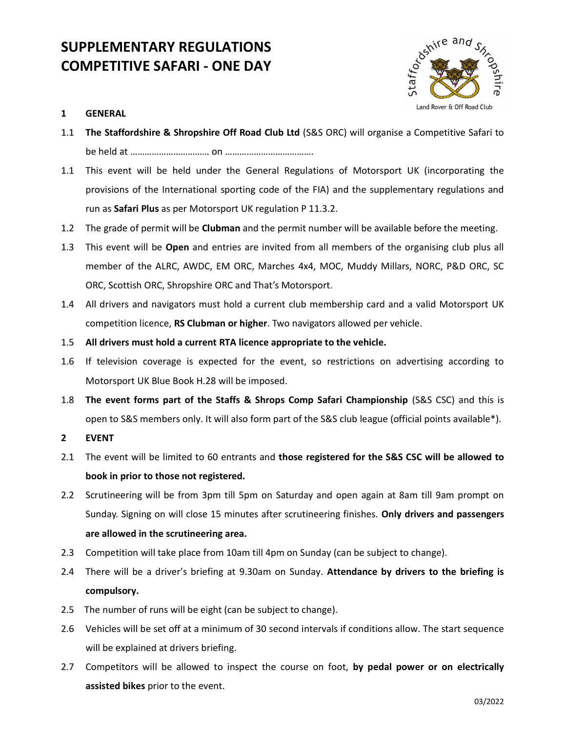# SUPPLEMENTARY REGULATIONS
# COMPETITIVE SAFARI - ONE DAY

Staffordshire and Shropshire Land Rover & Off Road Club

## 1 GENERAL

1.1 **The Staffordshire & Shropshire Off Road Club Ltd** (S&S ORC) will organise a Competitive Safari to be held at …………………………… on ……………………………….

1.1 This event will be held under the General Regulations of Motorsport UK (incorporating the provisions of the International sporting code of the FIA) and the supplementary regulations and run as **Safari Plus** as per Motorsport UK regulation P 11.3.2.

1.2 The grade of permit will be **Clubman** and the permit number will be available before the meeting.

1.3 This event will be **Open** and entries are invited from all members of the organising club plus all member of the ALRC, AWDC, EM ORC, Marches 4x4, MOC, Muddy Millars, NORC, P&D ORC, SC ORC, Scottish ORC, Shropshire ORC and That's Motorsport.

1.4 All drivers and navigators must hold a current club membership card and a valid Motorsport UK competition licence, **RS Clubman or higher**. Two navigators allowed per vehicle.

1.5 **All drivers must hold a current RTA licence appropriate to the vehicle.**

1.6 If television coverage is expected for the event, so restrictions on advertising according to Motorsport UK Blue Book H.28 will be imposed.

1.8 **The event forms part of the Staffs & Shrops Comp Safari Championship** (S&S CSC) and this is open to S&S members only. It will also form part of the S&S club league (official points available*).

## 2 EVENT

2.1 The event will be limited to 60 entrants and **those registered for the S&S CSC will be allowed to book in prior to those not registered.**

2.2 Scrutineering will be from 3pm till 5pm on Saturday and open again at 8am till 9am prompt on Sunday. Signing on will close 15 minutes after scrutineering finishes. **Only drivers and passengers are allowed in the scrutineering area.**

2.3 Competition will take place from 10am till 4pm on Sunday (can be subject to change).

2.4 There will be a driver's briefing at 9.30am on Sunday. **Attendance by drivers to the briefing is compulsory.**

2.5 The number of runs will be eight (can be subject to change).

2.6 Vehicles will be set off at a minimum of 30 second intervals if conditions allow. The start sequence will be explained at drivers briefing.

2.7 Competitors will be allowed to inspect the course on foot, **by pedal power or on electrically assisted bikes** prior to the event.

03/2022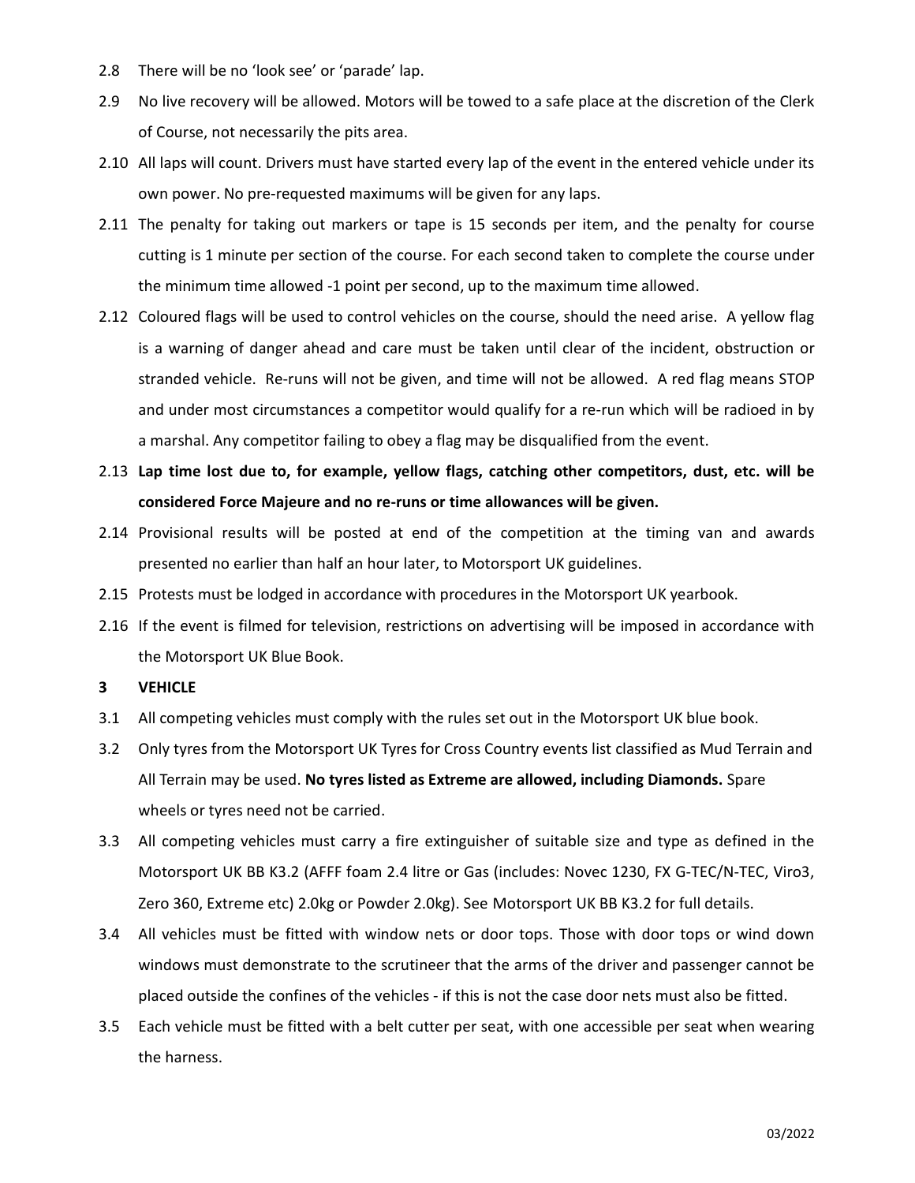2.8 There will be no 'look see' or 'parade' lap.

2.9 No live recovery will be allowed. Motors will be towed to a safe place at the discretion of the Clerk of Course, not necessarily the pits area.

2.10 All laps will count. Drivers must have started every lap of the event in the entered vehicle under its own power. No pre-requested maximums will be given for any laps.

2.11 The penalty for taking out markers or tape is 15 seconds per item, and the penalty for course cutting is 1 minute per section of the course. For each second taken to complete the course under the minimum time allowed -1 point per second, up to the maximum time allowed.

2.12 Coloured flags will be used to control vehicles on the course, should the need arise. A yellow flag is a warning of danger ahead and care must be taken until clear of the incident, obstruction or stranded vehicle. Re-runs will not be given, and time will not be allowed. A red flag means STOP and under most circumstances a competitor would qualify for a re-run which will be radioed in by a marshal. Any competitor failing to obey a flag may be disqualified from the event.

2.13 **Lap time lost due to, for example, yellow flags, catching other competitors, dust, etc. will be considered Force Majeure and no re-runs or time allowances will be given.**

2.14 Provisional results will be posted at end of the competition at the timing van and awards presented no earlier than half an hour later, to Motorsport UK guidelines.

2.15 Protests must be lodged in accordance with procedures in the Motorsport UK yearbook.

2.16 If the event is filmed for television, restrictions on advertising will be imposed in accordance with the Motorsport UK Blue Book.

## 3 VEHICLE

3.1 All competing vehicles must comply with the rules set out in the Motorsport UK blue book.

3.2 Only tyres from the Motorsport UK Tyres for Cross Country events list classified as Mud Terrain and All Terrain may be used. **No tyres listed as Extreme are allowed, including Diamonds.** Spare wheels or tyres need not be carried.

3.3 All competing vehicles must carry a fire extinguisher of suitable size and type as defined in the Motorsport UK BB K3.2 (AFFF foam 2.4 litre or Gas (includes: Novec 1230, FX G-TEC/N-TEC, Viro3, Zero 360, Extreme etc) 2.0kg or Powder 2.0kg). See Motorsport UK BB K3.2 for full details.

3.4 All vehicles must be fitted with window nets or door tops. Those with door tops or wind down windows must demonstrate to the scrutineer that the arms of the driver and passenger cannot be placed outside the confines of the vehicles - if this is not the case door nets must also be fitted.

3.5 Each vehicle must be fitted with a belt cutter per seat, with one accessible per seat when wearing the harness.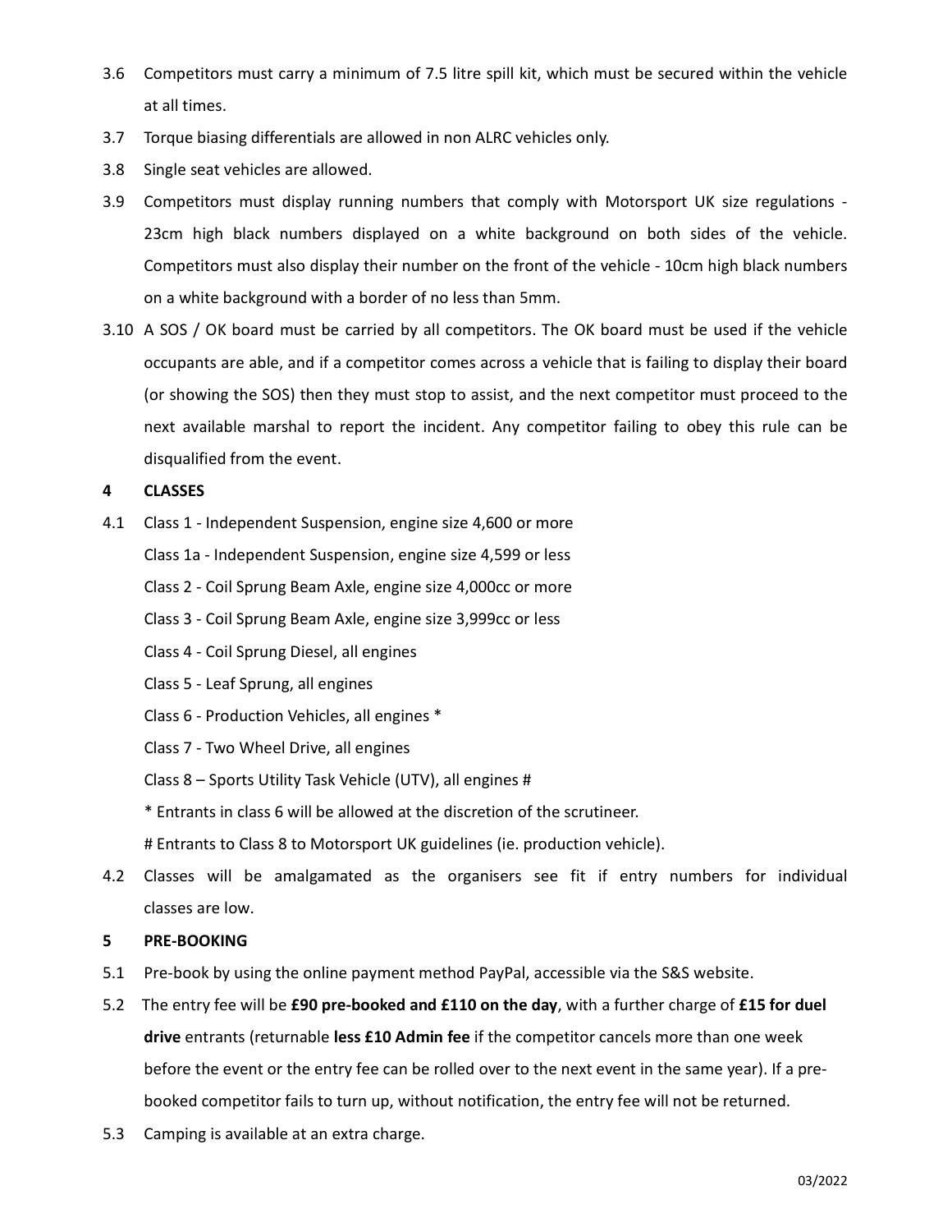3.6 Competitors must carry a minimum of 7.5 litre spill kit, which must be secured within the vehicle at all times.

3.7 Torque biasing differentials are allowed in non ALRC vehicles only.

3.8 Single seat vehicles are allowed.

3.9 Competitors must display running numbers that comply with Motorsport UK size regulations - 23cm high black numbers displayed on a white background on both sides of the vehicle. Competitors must also display their number on the front of the vehicle - 10cm high black numbers on a white background with a border of no less than 5mm.

3.10 A SOS / OK board must be carried by all competitors. The OK board must be used if the vehicle occupants are able, and if a competitor comes across a vehicle that is failing to display their board (or showing the SOS) then they must stop to assist, and the next competitor must proceed to the next available marshal to report the incident. Any competitor failing to obey this rule can be disqualified from the event.

## 4 CLASSES

4.1 Class 1 - Independent Suspension, engine size 4,600 or more

Class 1a - Independent Suspension, engine size 4,599 or less

Class 2 - Coil Sprung Beam Axle, engine size 4,000cc or more

Class 3 - Coil Sprung Beam Axle, engine size 3,999cc or less

Class 4 - Coil Sprung Diesel, all engines

Class 5 - Leaf Sprung, all engines

Class 6 - Production Vehicles, all engines *

Class 7 - Two Wheel Drive, all engines

Class 8 – Sports Utility Task Vehicle (UTV), all engines #

* Entrants in class 6 will be allowed at the discretion of the scrutineer.

# Entrants to Class 8 to Motorsport UK guidelines (ie. production vehicle).

4.2 Classes will be amalgamated as the organisers see fit if entry numbers for individual classes are low.

## 5 PRE-BOOKING

5.1 Pre-book by using the online payment method PayPal, accessible via the S&S website.

5.2 The entry fee will be **£90 pre-booked and £110 on the day**, with a further charge of **£15 for duel drive** entrants (returnable **less £10 Admin fee** if the competitor cancels more than one week before the event or the entry fee can be rolled over to the next event in the same year). If a pre-booked competitor fails to turn up, without notification, the entry fee will not be returned.

5.3 Camping is available at an extra charge.

03/2022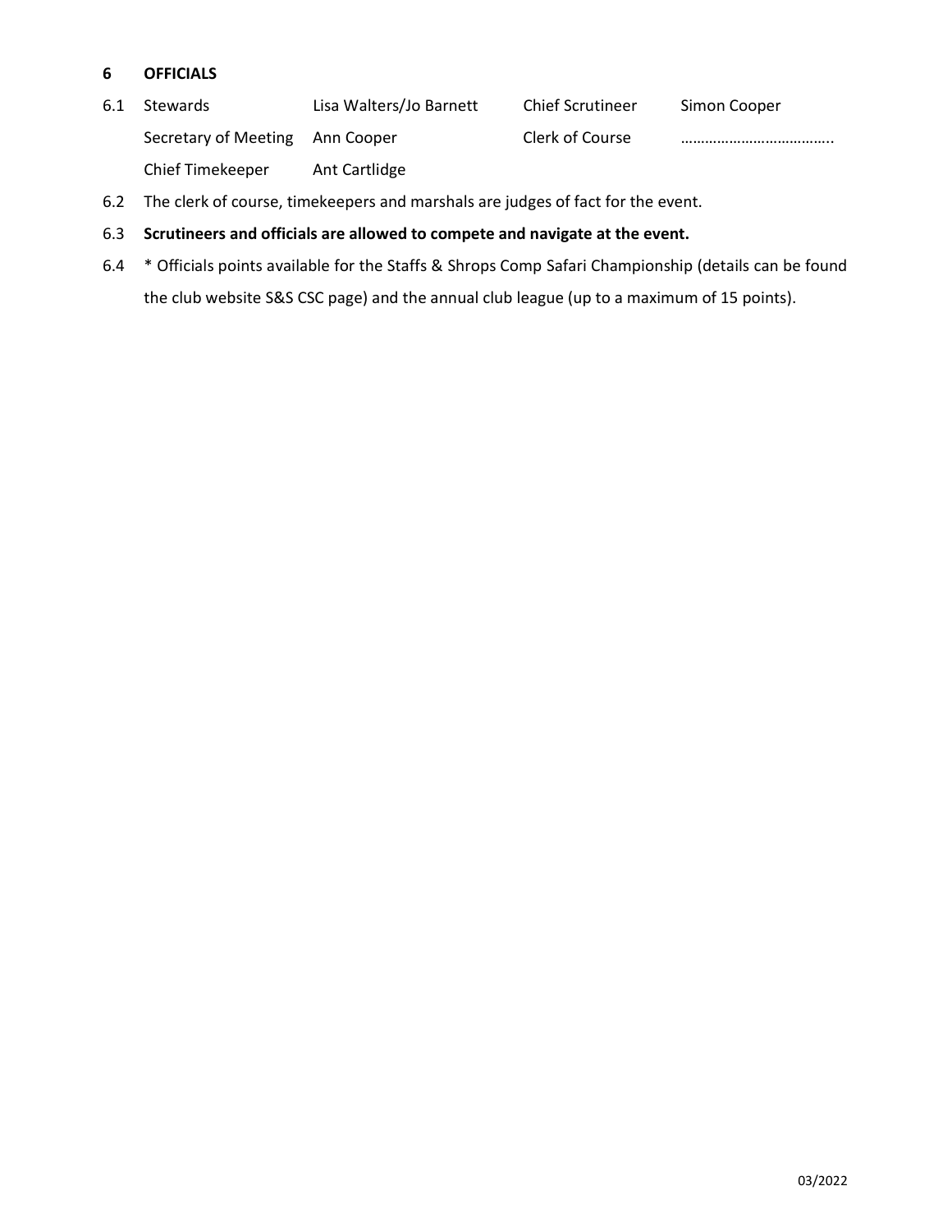## 6 OFFICIALS

6.1

| | | | |
|---|---|---|---|
| Stewards | Lisa Walters/Jo Barnett | Chief Scrutineer | Simon Cooper |
| Secretary of Meeting | Ann Cooper | Clerk of Course | ……………………………….. |
| Chief Timekeeper | Ant Cartlidge | | |

6.2 The clerk of course, timekeepers and marshals are judges of fact for the event.

6.3 **Scrutineers and officials are allowed to compete and navigate at the event.**

6.4 * Officials points available for the Staffs & Shrops Comp Safari Championship (details can be found the club website S&S CSC page) and the annual club league (up to a maximum of 15 points).

03/2022